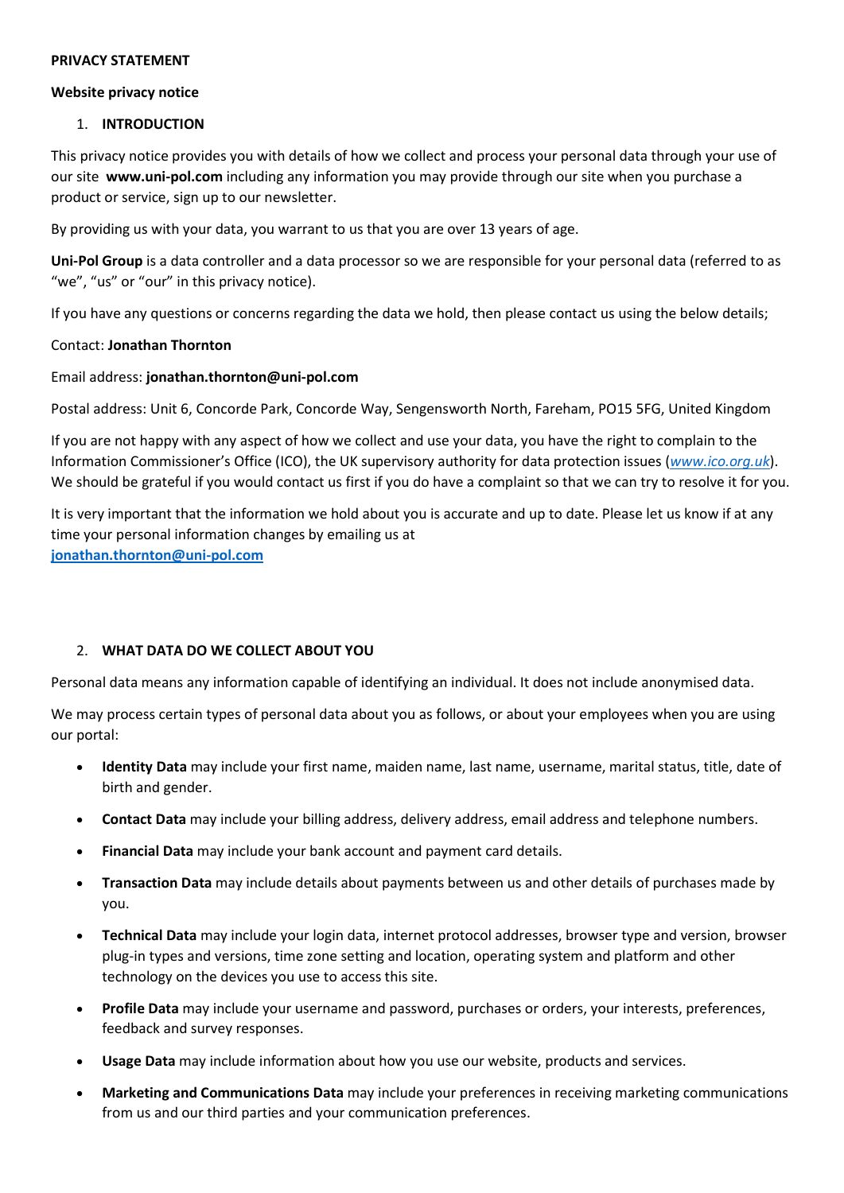**PRIVACY STATEMENT**

**Website privacy notice**

## 1. INTRODUCTION

This privacy notice provides you with details of how we collect and process your personal data through your use of our site **www.uni-pol.com** including any information you may provide through our site when you purchase a product or service, sign up to our newsletter.

By providing us with your data, you warrant to us that you are over 13 years of age.

**Uni-Pol Group** is a data controller and a data processor so we are responsible for your personal data (referred to as "we", "us" or "our" in this privacy notice).

If you have any questions or concerns regarding the data we hold, then please contact us using the below details;

Contact: **Jonathan Thornton**

Email address: **jonathan.thornton@uni-pol.com**

Postal address: Unit 6, Concorde Park, Concorde Way, Sengensworth North, Fareham, PO15 5FG, United Kingdom

If you are not happy with any aspect of how we collect and use your data, you have the right to complain to the Information Commissioner's Office (ICO), the UK supervisory authority for data protection issues (*www.ico.org.uk*). We should be grateful if you would contact us first if you do have a complaint so that we can try to resolve it for you.

It is very important that the information we hold about you is accurate and up to date. Please let us know if at any time your personal information changes by emailing us at **jonathan.thornton@uni-pol.com**

## 2. WHAT DATA DO WE COLLECT ABOUT YOU

Personal data means any information capable of identifying an individual. It does not include anonymised data.

We may process certain types of personal data about you as follows, or about your employees when you are using our portal:

- **Identity Data** may include your first name, maiden name, last name, username, marital status, title, date of birth and gender.
- **Contact Data** may include your billing address, delivery address, email address and telephone numbers.
- **Financial Data** may include your bank account and payment card details.
- **Transaction Data** may include details about payments between us and other details of purchases made by you.
- **Technical Data** may include your login data, internet protocol addresses, browser type and version, browser plug-in types and versions, time zone setting and location, operating system and platform and other technology on the devices you use to access this site.
- **Profile Data** may include your username and password, purchases or orders, your interests, preferences, feedback and survey responses.
- **Usage Data** may include information about how you use our website, products and services.
- **Marketing and Communications Data** may include your preferences in receiving marketing communications from us and our third parties and your communication preferences.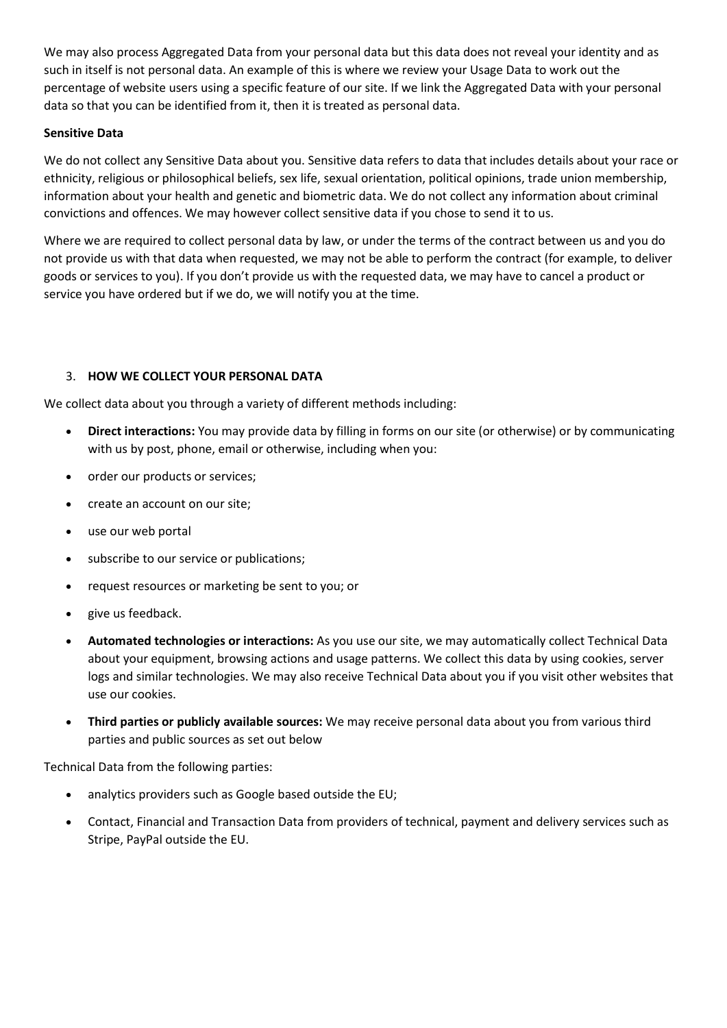We may also process Aggregated Data from your personal data but this data does not reveal your identity and as such in itself is not personal data. An example of this is where we review your Usage Data to work out the percentage of website users using a specific feature of our site. If we link the Aggregated Data with your personal data so that you can be identified from it, then it is treated as personal data.

**Sensitive Data**

We do not collect any Sensitive Data about you. Sensitive data refers to data that includes details about your race or ethnicity, religious or philosophical beliefs, sex life, sexual orientation, political opinions, trade union membership, information about your health and genetic and biometric data. We do not collect any information about criminal convictions and offences. We may however collect sensitive data if you chose to send it to us.

Where we are required to collect personal data by law, or under the terms of the contract between us and you do not provide us with that data when requested, we may not be able to perform the contract (for example, to deliver goods or services to you). If you don't provide us with the requested data, we may have to cancel a product or service you have ordered but if we do, we will notify you at the time.

## 3. **HOW WE COLLECT YOUR PERSONAL DATA**

We collect data about you through a variety of different methods including:

- **Direct interactions:** You may provide data by filling in forms on our site (or otherwise) or by communicating with us by post, phone, email or otherwise, including when you:
- order our products or services;
- create an account on our site;
- use our web portal
- subscribe to our service or publications;
- request resources or marketing be sent to you; or
- give us feedback.
- **Automated technologies or interactions:** As you use our site, we may automatically collect Technical Data about your equipment, browsing actions and usage patterns. We collect this data by using cookies, server logs and similar technologies. We may also receive Technical Data about you if you visit other websites that use our cookies.
- **Third parties or publicly available sources:** We may receive personal data about you from various third parties and public sources as set out below

Technical Data from the following parties:

- analytics providers such as Google based outside the EU;
- Contact, Financial and Transaction Data from providers of technical, payment and delivery services such as Stripe, PayPal outside the EU.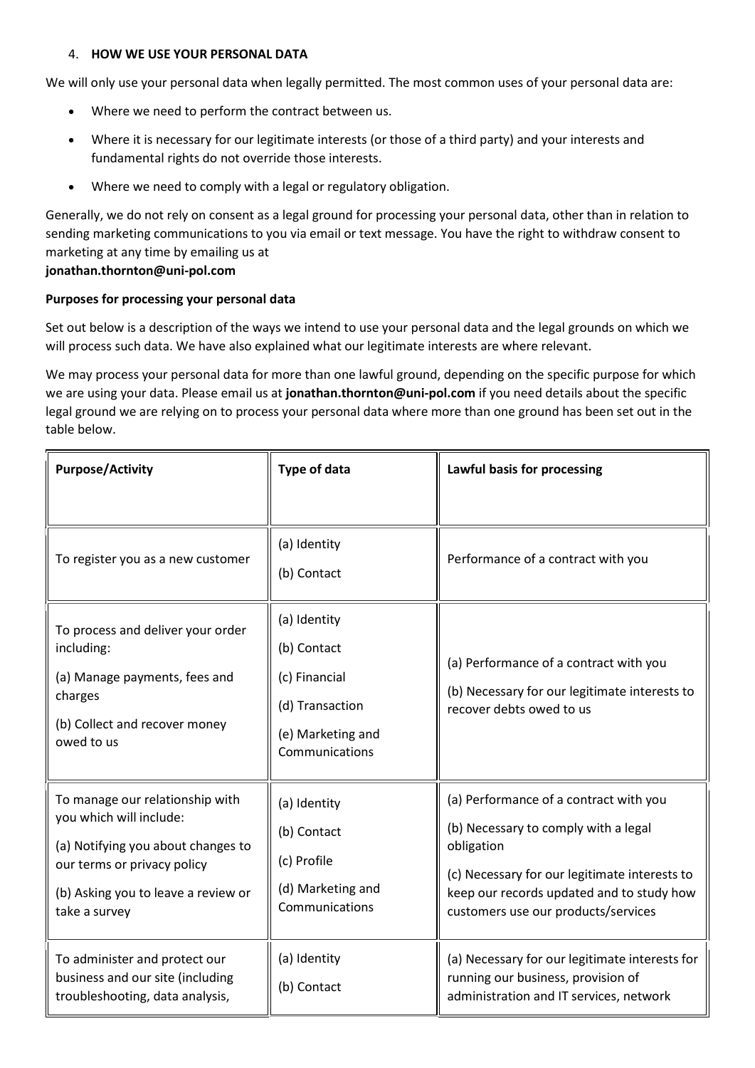4. **HOW WE USE YOUR PERSONAL DATA**

We will only use your personal data when legally permitted. The most common uses of your personal data are:

- Where we need to perform the contract between us.
- Where it is necessary for our legitimate interests (or those of a third party) and your interests and fundamental rights do not override those interests.
- Where we need to comply with a legal or regulatory obligation.

Generally, we do not rely on consent as a legal ground for processing your personal data, other than in relation to sending marketing communications to you via email or text message. You have the right to withdraw consent to marketing at any time by emailing us at
**jonathan.thornton@uni-pol.com**

**Purposes for processing your personal data**

Set out below is a description of the ways we intend to use your personal data and the legal grounds on which we will process such data. We have also explained what our legitimate interests are where relevant.

We may process your personal data for more than one lawful ground, depending on the specific purpose for which we are using your data. Please email us at **jonathan.thornton@uni-pol.com** if you need details about the specific legal ground we are relying on to process your personal data where more than one ground has been set out in the table below.

| **Purpose/Activity** | **Type of data** | **Lawful basis for processing** |
|---|---|---|
| To register you as a new customer | (a) Identity<br>(b) Contact | Performance of a contract with you |
| To process and deliver your order including:<br>(a) Manage payments, fees and charges<br>(b) Collect and recover money owed to us | (a) Identity<br>(b) Contact<br>(c) Financial<br>(d) Transaction<br>(e) Marketing and Communications | (a) Performance of a contract with you<br>(b) Necessary for our legitimate interests to recover debts owed to us |
| To manage our relationship with you which will include:<br>(a) Notifying you about changes to our terms or privacy policy<br>(b) Asking you to leave a review or take a survey | (a) Identity<br>(b) Contact<br>(c) Profile<br>(d) Marketing and Communications | (a) Performance of a contract with you<br>(b) Necessary to comply with a legal obligation<br>(c) Necessary for our legitimate interests to keep our records updated and to study how customers use our products/services |
| To administer and protect our business and our site (including troubleshooting, data analysis, | (a) Identity<br>(b) Contact | (a) Necessary for our legitimate interests for running our business, provision of administration and IT services, network |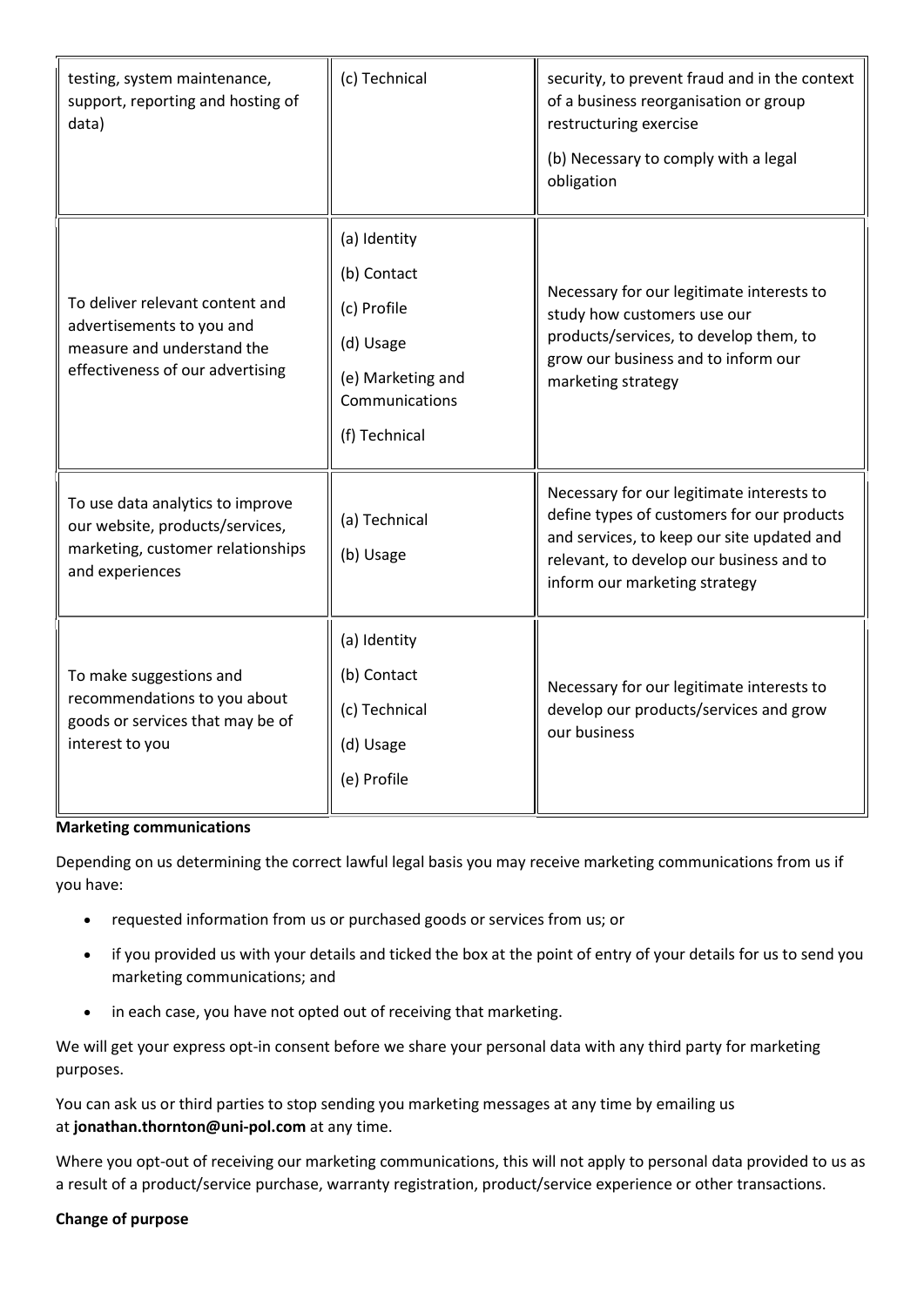| | | |
|---|---|---|
| testing, system maintenance, support, reporting and hosting of data) | (c) Technical | security, to prevent fraud and in the context of a business reorganisation or group restructuring exercise<br><br>(b) Necessary to comply with a legal obligation |
| To deliver relevant content and advertisements to you and measure and understand the effectiveness of our advertising | (a) Identity<br><br>(b) Contact<br><br>(c) Profile<br><br>(d) Usage<br><br>(e) Marketing and Communications<br><br>(f) Technical | Necessary for our legitimate interests to study how customers use our products/services, to develop them, to grow our business and to inform our marketing strategy |
| To use data analytics to improve our website, products/services, marketing, customer relationships and experiences | (a) Technical<br><br>(b) Usage | Necessary for our legitimate interests to define types of customers for our products and services, to keep our site updated and relevant, to develop our business and to inform our marketing strategy |
| To make suggestions and recommendations to you about goods or services that may be of interest to you | (a) Identity<br><br>(b) Contact<br><br>(c) Technical<br><br>(d) Usage<br><br>(e) Profile | Necessary for our legitimate interests to develop our products/services and grow our business |

**Marketing communications**

Depending on us determining the correct lawful legal basis you may receive marketing communications from us if you have:

- requested information from us or purchased goods or services from us; or
- if you provided us with your details and ticked the box at the point of entry of your details for us to send you marketing communications; and
- in each case, you have not opted out of receiving that marketing.

We will get your express opt-in consent before we share your personal data with any third party for marketing purposes.

You can ask us or third parties to stop sending you marketing messages at any time by emailing us at **jonathan.thornton@uni-pol.com** at any time.

Where you opt-out of receiving our marketing communications, this will not apply to personal data provided to us as a result of a product/service purchase, warranty registration, product/service experience or other transactions.

**Change of purpose**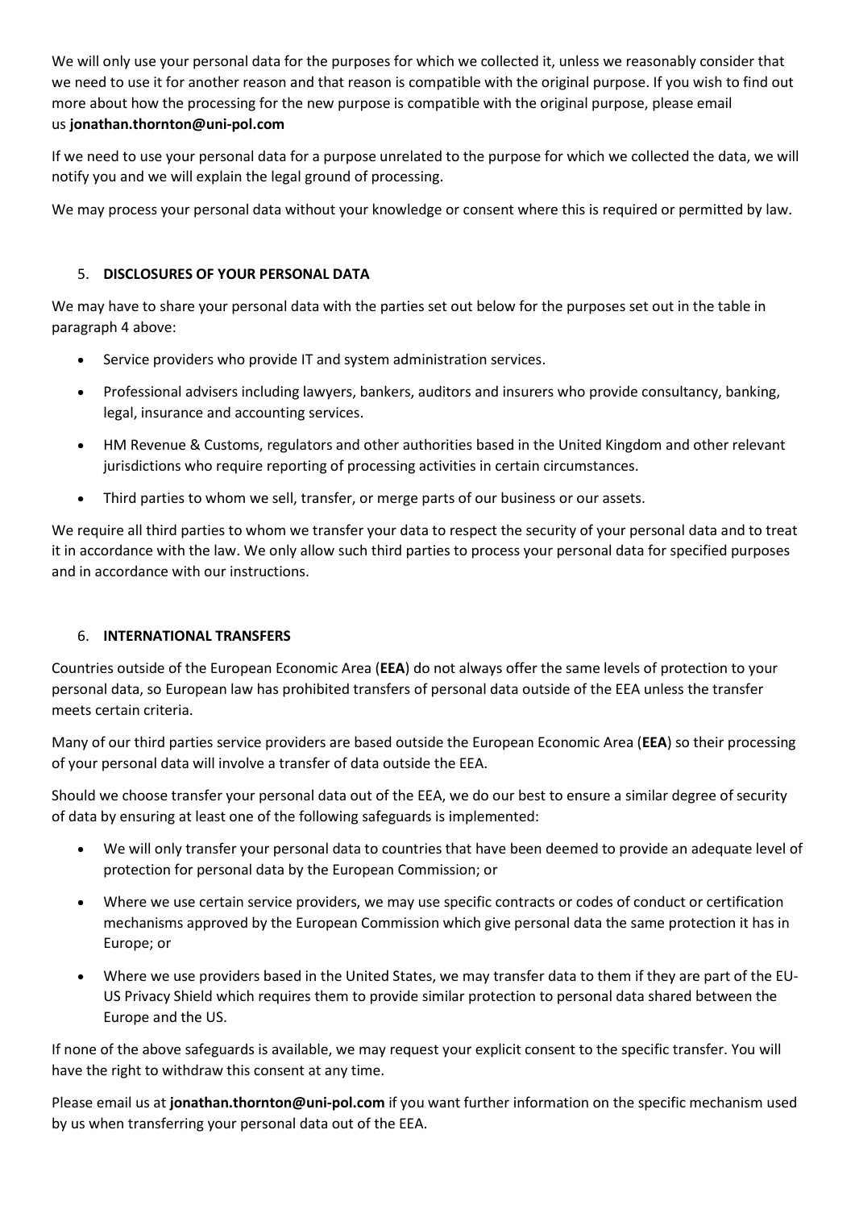We will only use your personal data for the purposes for which we collected it, unless we reasonably consider that we need to use it for another reason and that reason is compatible with the original purpose. If you wish to find out more about how the processing for the new purpose is compatible with the original purpose, please email us **jonathan.thornton@uni-pol.com**

If we need to use your personal data for a purpose unrelated to the purpose for which we collected the data, we will notify you and we will explain the legal ground of processing.

We may process your personal data without your knowledge or consent where this is required or permitted by law.

## 5. DISCLOSURES OF YOUR PERSONAL DATA

We may have to share your personal data with the parties set out below for the purposes set out in the table in paragraph 4 above:

- Service providers who provide IT and system administration services.
- Professional advisers including lawyers, bankers, auditors and insurers who provide consultancy, banking, legal, insurance and accounting services.
- HM Revenue & Customs, regulators and other authorities based in the United Kingdom and other relevant jurisdictions who require reporting of processing activities in certain circumstances.
- Third parties to whom we sell, transfer, or merge parts of our business or our assets.

We require all third parties to whom we transfer your data to respect the security of your personal data and to treat it in accordance with the law. We only allow such third parties to process your personal data for specified purposes and in accordance with our instructions.

## 6. INTERNATIONAL TRANSFERS

Countries outside of the European Economic Area (**EEA**) do not always offer the same levels of protection to your personal data, so European law has prohibited transfers of personal data outside of the EEA unless the transfer meets certain criteria.

Many of our third parties service providers are based outside the European Economic Area (**EEA**) so their processing of your personal data will involve a transfer of data outside the EEA.

Should we choose transfer your personal data out of the EEA, we do our best to ensure a similar degree of security of data by ensuring at least one of the following safeguards is implemented:

- We will only transfer your personal data to countries that have been deemed to provide an adequate level of protection for personal data by the European Commission; or
- Where we use certain service providers, we may use specific contracts or codes of conduct or certification mechanisms approved by the European Commission which give personal data the same protection it has in Europe; or
- Where we use providers based in the United States, we may transfer data to them if they are part of the EU-US Privacy Shield which requires them to provide similar protection to personal data shared between the Europe and the US.

If none of the above safeguards is available, we may request your explicit consent to the specific transfer. You will have the right to withdraw this consent at any time.

Please email us at **jonathan.thornton@uni-pol.com** if you want further information on the specific mechanism used by us when transferring your personal data out of the EEA.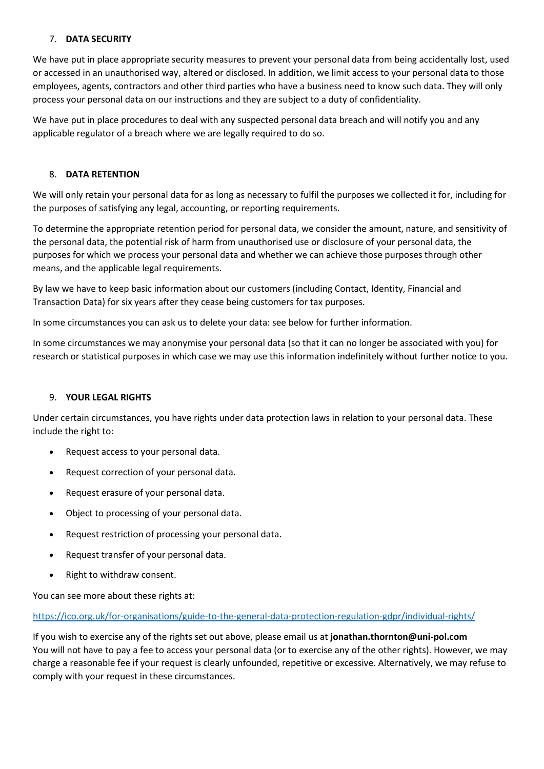## 7. DATA SECURITY

We have put in place appropriate security measures to prevent your personal data from being accidentally lost, used or accessed in an unauthorised way, altered or disclosed. In addition, we limit access to your personal data to those employees, agents, contractors and other third parties who have a business need to know such data. They will only process your personal data on our instructions and they are subject to a duty of confidentiality.

We have put in place procedures to deal with any suspected personal data breach and will notify you and any applicable regulator of a breach where we are legally required to do so.

## 8. DATA RETENTION

We will only retain your personal data for as long as necessary to fulfil the purposes we collected it for, including for the purposes of satisfying any legal, accounting, or reporting requirements.

To determine the appropriate retention period for personal data, we consider the amount, nature, and sensitivity of the personal data, the potential risk of harm from unauthorised use or disclosure of your personal data, the purposes for which we process your personal data and whether we can achieve those purposes through other means, and the applicable legal requirements.

By law we have to keep basic information about our customers (including Contact, Identity, Financial and Transaction Data) for six years after they cease being customers for tax purposes.

In some circumstances you can ask us to delete your data: see below for further information.

In some circumstances we may anonymise your personal data (so that it can no longer be associated with you) for research or statistical purposes in which case we may use this information indefinitely without further notice to you.

## 9. YOUR LEGAL RIGHTS

Under certain circumstances, you have rights under data protection laws in relation to your personal data. These include the right to:

- Request access to your personal data.
- Request correction of your personal data.
- Request erasure of your personal data.
- Object to processing of your personal data.
- Request restriction of processing your personal data.
- Request transfer of your personal data.
- Right to withdraw consent.

You can see more about these rights at:

https://ico.org.uk/for-organisations/guide-to-the-general-data-protection-regulation-gdpr/individual-rights/

If you wish to exercise any of the rights set out above, please email us at **jonathan.thornton@uni-pol.com**
You will not have to pay a fee to access your personal data (or to exercise any of the other rights). However, we may charge a reasonable fee if your request is clearly unfounded, repetitive or excessive. Alternatively, we may refuse to comply with your request in these circumstances.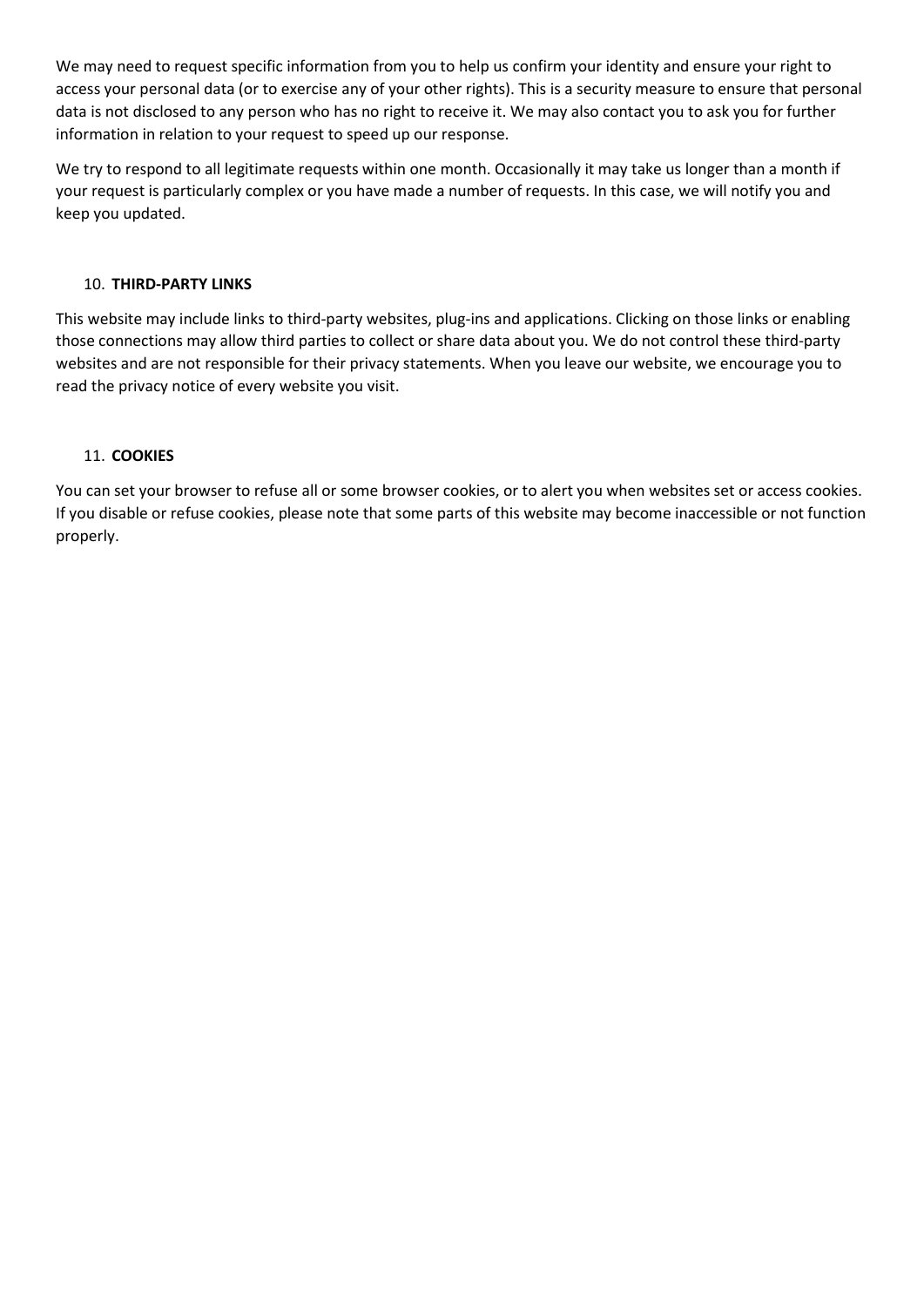We may need to request specific information from you to help us confirm your identity and ensure your right to access your personal data (or to exercise any of your other rights). This is a security measure to ensure that personal data is not disclosed to any person who has no right to receive it. We may also contact you to ask you for further information in relation to your request to speed up our response.

We try to respond to all legitimate requests within one month. Occasionally it may take us longer than a month if your request is particularly complex or you have made a number of requests. In this case, we will notify you and keep you updated.

## 10. THIRD-PARTY LINKS

This website may include links to third-party websites, plug-ins and applications. Clicking on those links or enabling those connections may allow third parties to collect or share data about you. We do not control these third-party websites and are not responsible for their privacy statements. When you leave our website, we encourage you to read the privacy notice of every website you visit.

## 11. COOKIES

You can set your browser to refuse all or some browser cookies, or to alert you when websites set or access cookies. If you disable or refuse cookies, please note that some parts of this website may become inaccessible or not function properly.